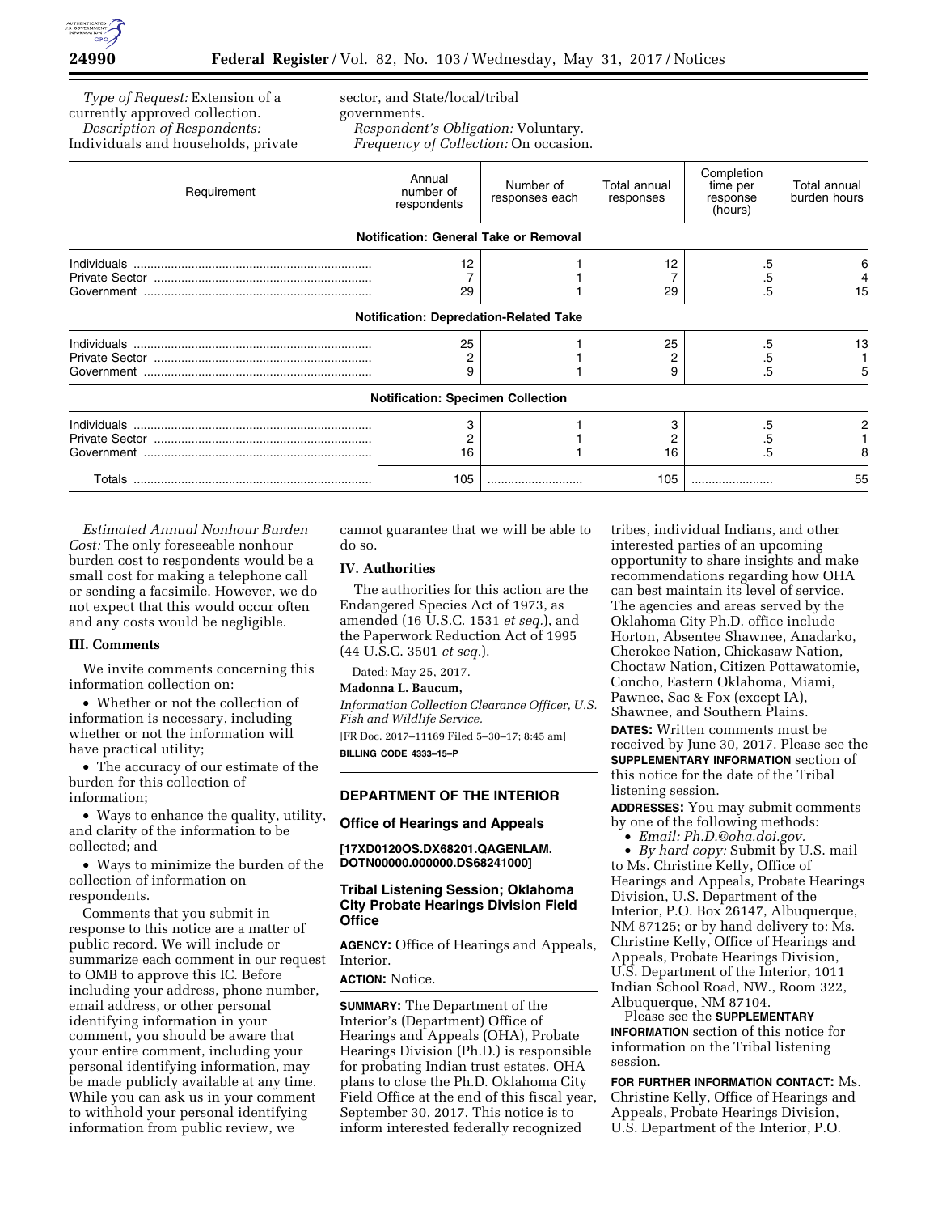*Type of Request:* Extension of a currently approved collection.

*Description of Respondents:* Individuals and households, private sector, and State/local/tribal governments.

*Respondent's Obligation:* Voluntary.

*Frequency of Collection:* On occasion.

| Requirement | Annual number of respondents | Number of responses each | Total annual responses | Completion time per response (hours) | Total annual burden hours |
|---|---|---|---|---|---|
| **Notification: General Take or Removal** | | | | | |
| Individuals | 12 | 1 | 12 | .5 | 6 |
| Private Sector | 7 | 1 | 7 | .5 | 4 |
| Government | 29 | 1 | 29 | .5 | 15 |
| **Notification: Depredation-Related Take** | | | | | |
| Individuals | 25 | 1 | 25 | .5 | 13 |
| Private Sector | 2 | 1 | 2 | .5 | 1 |
| Government | 9 | 1 | 9 | .5 | 5 |
| **Notification: Specimen Collection** | | | | | |
| Individuals | 3 | 1 | 3 | .5 | 2 |
| Private Sector | 2 | 1 | 2 | .5 | 1 |
| Government | 16 | 1 | 16 | .5 | 8 |
| Totals | 105 | | 105 | | 55 |

*Estimated Annual Nonhour Burden Cost:* The only foreseeable nonhour burden cost to respondents would be a small cost for making a telephone call or sending a facsimile. However, we do not expect that this would occur often and any costs would be negligible.

### III. Comments

We invite comments concerning this information collection on:

- Whether or not the collection of information is necessary, including whether or not the information will have practical utility;
- The accuracy of our estimate of the burden for this collection of information;
- Ways to enhance the quality, utility, and clarity of the information to be collected; and
- Ways to minimize the burden of the collection of information on respondents.

Comments that you submit in response to this notice are a matter of public record. We will include or summarize each comment in our request to OMB to approve this IC. Before including your address, phone number, email address, or other personal identifying information in your comment, you should be aware that your entire comment, including your personal identifying information, may be made publicly available at any time. While you can ask us in your comment to withhold your personal identifying information from public review, we cannot guarantee that we will be able to do so.

### IV. Authorities

The authorities for this action are the Endangered Species Act of 1973, as amended (16 U.S.C. 1531 *et seq.*), and the Paperwork Reduction Act of 1995 (44 U.S.C. 3501 *et seq.*).

Dated: May 25, 2017.

**Madonna L. Baucum,**

*Information Collection Clearance Officer, U.S. Fish and Wildlife Service.*

[FR Doc. 2017–11169 Filed 5–30–17; 8:45 am]

**BILLING CODE 4333–15–P**

## DEPARTMENT OF THE INTERIOR

### Office of Hearings and Appeals

**[17XD0120OS.DX68201.QAGENLAM.DOTN00000.000000.DS68241000]**

### Tribal Listening Session; Oklahoma City Probate Hearings Division Field Office

**AGENCY:** Office of Hearings and Appeals, Interior.

**ACTION:** Notice.

**SUMMARY:** The Department of the Interior's (Department) Office of Hearings and Appeals (OHA), Probate Hearings Division (Ph.D.) is responsible for probating Indian trust estates. OHA plans to close the Ph.D. Oklahoma City Field Office at the end of this fiscal year, September 30, 2017. This notice is to inform interested federally recognized tribes, individual Indians, and other interested parties of an upcoming opportunity to share insights and make recommendations regarding how OHA can best maintain its level of service. The agencies and areas served by the Oklahoma City Ph.D. office include Horton, Absentee Shawnee, Anadarko, Cherokee Nation, Chickasaw Nation, Choctaw Nation, Citizen Pottawatomie, Concho, Eastern Oklahoma, Miami, Pawnee, Sac & Fox (except IA), Shawnee, and Southern Plains.

**DATES:** Written comments must be received by June 30, 2017. Please see the **SUPPLEMENTARY INFORMATION** section of this notice for the date of the Tribal listening session.

**ADDRESSES:** You may submit comments by one of the following methods:

- *Email: Ph.D.@oha.doi.gov.*
- *By hard copy:* Submit by U.S. mail to Ms. Christine Kelly, Office of Hearings and Appeals, Probate Hearings Division, U.S. Department of the Interior, P.O. Box 26147, Albuquerque, NM 87125; or by hand delivery to: Ms. Christine Kelly, Office of Hearings and Appeals, Probate Hearings Division, U.S. Department of the Interior, 1011 Indian School Road, NW., Room 322, Albuquerque, NM 87104.

Please see the **SUPPLEMENTARY INFORMATION** section of this notice for information on the Tribal listening session.

**FOR FURTHER INFORMATION CONTACT:** Ms. Christine Kelly, Office of Hearings and Appeals, Probate Hearings Division, U.S. Department of the Interior, P.O.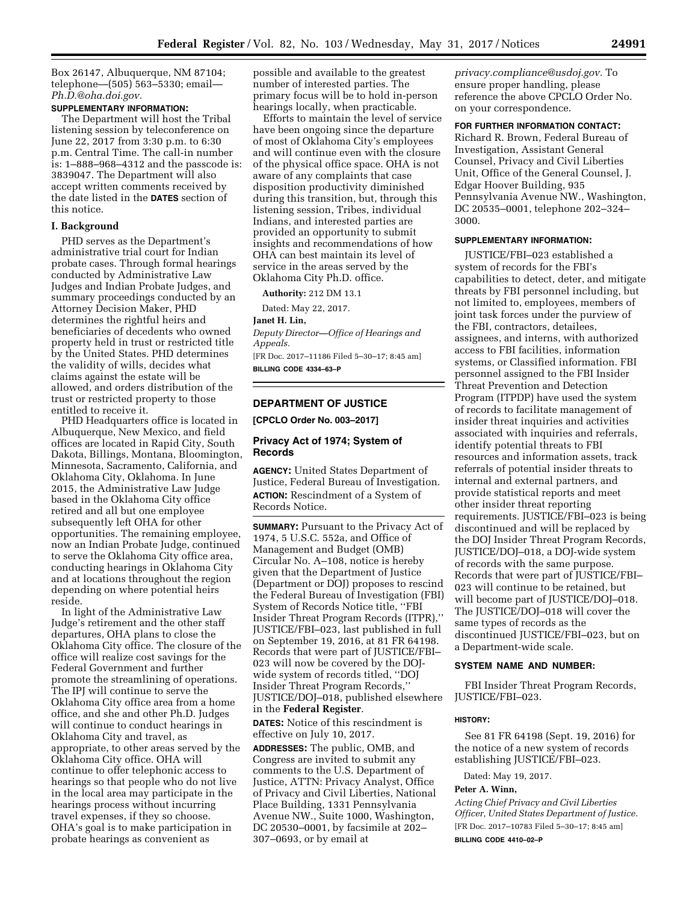Box 26147, Albuquerque, NM 87104; telephone—(505) 563–5330; email—*Ph.D.@oha.doi.gov.*

**SUPPLEMENTARY INFORMATION:**

The Department will host the Tribal listening session by teleconference on June 22, 2017 from 3:30 p.m. to 6:30 p.m. Central Time. The call-in number is: 1–888–968–4312 and the passcode is: 3839047. The Department will also accept written comments received by the date listed in the **DATES** section of this notice.

**I. Background**

PHD serves as the Department's administrative trial court for Indian probate cases. Through formal hearings conducted by Administrative Law Judges and Indian Probate Judges, and summary proceedings conducted by an Attorney Decision Maker, PHD determines the rightful heirs and beneficiaries of decedents who owned property held in trust or restricted title by the United States. PHD determines the validity of wills, decides what claims against the estate will be allowed, and orders distribution of the trust or restricted property to those entitled to receive it.

PHD Headquarters office is located in Albuquerque, New Mexico, and field offices are located in Rapid City, South Dakota, Billings, Montana, Bloomington, Minnesota, Sacramento, California, and Oklahoma City, Oklahoma. In June 2015, the Administrative Law Judge based in the Oklahoma City office retired and all but one employee subsequently left OHA for other opportunities. The remaining employee, now an Indian Probate Judge, continued to serve the Oklahoma City office area, conducting hearings in Oklahoma City and at locations throughout the region depending on where potential heirs reside.

In light of the Administrative Law Judge's retirement and the other staff departures, OHA plans to close the Oklahoma City office. The closure of the office will realize cost savings for the Federal Government and further promote the streamlining of operations. The IPJ will continue to serve the Oklahoma City office area from a home office, and she and other Ph.D. Judges will continue to conduct hearings in Oklahoma City and travel, as appropriate, to other areas served by the Oklahoma City office. OHA will continue to offer telephonic access to hearings so that people who do not live in the local area may participate in the hearings process without incurring travel expenses, if they so choose. OHA's goal is to make participation in probate hearings as convenient as possible and available to the greatest number of interested parties. The primary focus will be to hold in-person hearings locally, when practicable.

Efforts to maintain the level of service have been ongoing since the departure of most of Oklahoma City's employees and will continue even with the closure of the physical office space. OHA is not aware of any complaints that case disposition productivity diminished during this transition, but, through this listening session, Tribes, individual Indians, and interested parties are provided an opportunity to submit insights and recommendations of how OHA can best maintain its level of service in the areas served by the Oklahoma City Ph.D. office.

**Authority:** 212 DM 13.1

Dated: May 22, 2017.

**Janet H. Lin,**

*Deputy Director—Office of Hearings and Appeals.*

[FR Doc. 2017–11186 Filed 5–30–17; 8:45 am]

**BILLING CODE 4334–63–P**

## DEPARTMENT OF JUSTICE

**[CPCLO Order No. 003–2017]**

### Privacy Act of 1974; System of Records

**AGENCY:** United States Department of Justice, Federal Bureau of Investigation.

**ACTION:** Rescindment of a System of Records Notice.

**SUMMARY:** Pursuant to the Privacy Act of 1974, 5 U.S.C. 552a, and Office of Management and Budget (OMB) Circular No. A–108, notice is hereby given that the Department of Justice (Department or DOJ) proposes to rescind the Federal Bureau of Investigation (FBI) System of Records Notice title, ''FBI Insider Threat Program Records (ITPR),'' JUSTICE/FBI–023, last published in full on September 19, 2016, at 81 FR 64198. Records that were part of JUSTICE/FBI–023 will now be covered by the DOJ-wide system of records titled, ''DOJ Insider Threat Program Records,'' JUSTICE/DOJ–018, published elsewhere in the **Federal Register**.

**DATES:** Notice of this rescindment is effective on July 10, 2017.

**ADDRESSES:** The public, OMB, and Congress are invited to submit any comments to the U.S. Department of Justice, ATTN: Privacy Analyst, Office of Privacy and Civil Liberties, National Place Building, 1331 Pennsylvania Avenue NW., Suite 1000, Washington, DC 20530–0001, by facsimile at 202–307–0693, or by email at *privacy.compliance@usdoj.gov.* To ensure proper handling, please reference the above CPCLO Order No. on your correspondence.

**FOR FURTHER INFORMATION CONTACT:** Richard R. Brown, Federal Bureau of Investigation, Assistant General Counsel, Privacy and Civil Liberties Unit, Office of the General Counsel, J. Edgar Hoover Building, 935 Pennsylvania Avenue NW., Washington, DC 20535–0001, telephone 202–324–3000.

**SUPPLEMENTARY INFORMATION:**

JUSTICE/FBI–023 established a system of records for the FBI's capabilities to detect, deter, and mitigate threats by FBI personnel including, but not limited to, employees, members of joint task forces under the purview of the FBI, contractors, detailees, assignees, and interns, with authorized access to FBI facilities, information systems, or Classified information. FBI personnel assigned to the FBI Insider Threat Prevention and Detection Program (ITPDP) have used the system of records to facilitate management of insider threat inquiries and activities associated with inquiries and referrals, identify potential threats to FBI resources and information assets, track referrals of potential insider threats to internal and external partners, and provide statistical reports and meet other insider threat reporting requirements. JUSTICE/FBI–023 is being discontinued and will be replaced by the DOJ Insider Threat Program Records, JUSTICE/DOJ–018, a DOJ-wide system of records with the same purpose. Records that were part of JUSTICE/FBI–023 will continue to be retained, but will become part of JUSTICE/DOJ–018. The JUSTICE/DOJ–018 will cover the same types of records as the discontinued JUSTICE/FBI–023, but on a Department-wide scale.

**SYSTEM NAME AND NUMBER:**

FBI Insider Threat Program Records, JUSTICE/FBI–023.

**HISTORY:**

See 81 FR 64198 (Sept. 19, 2016) for the notice of a new system of records establishing JUSTICE/FBI–023.

Dated: May 19, 2017.

**Peter A. Winn,**

*Acting Chief Privacy and Civil Liberties Officer, United States Department of Justice.*

[FR Doc. 2017–10783 Filed 5–30–17; 8:45 am]

**BILLING CODE 4410–02–P**